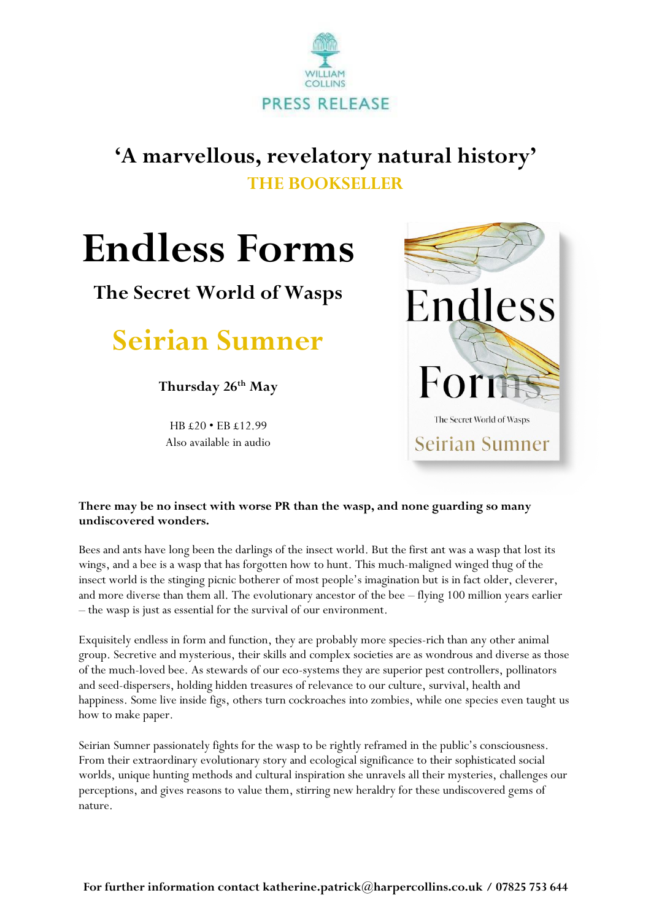WILLIAM COLLINS

PRESS RELEASE

## ‘A marvellous, revelatory natural history’

**THE BOOKSELLER**

# Endless Forms

## The Secret World of Wasps

## Seirian Sumner

**Thursday 26th May**

HB £20 • EB £12.99
Also available in audio

**There may be no insect with worse PR than the wasp, and none guarding so many undiscovered wonders.**

Bees and ants have long been the darlings of the insect world. But the first ant was a wasp that lost its wings, and a bee is a wasp that has forgotten how to hunt. This much-maligned winged thug of the insect world is the stinging picnic botherer of most people’s imagination but is in fact older, cleverer, and more diverse than them all. The evolutionary ancestor of the bee – flying 100 million years earlier – the wasp is just as essential for the survival of our environment.

Exquisitely endless in form and function, they are probably more species-rich than any other animal group. Secretive and mysterious, their skills and complex societies are as wondrous and diverse as those of the much-loved bee. As stewards of our eco-systems they are superior pest controllers, pollinators and seed-dispersers, holding hidden treasures of relevance to our culture, survival, health and happiness. Some live inside figs, others turn cockroaches into zombies, while one species even taught us how to make paper.

Seirian Sumner passionately fights for the wasp to be rightly reframed in the public’s consciousness. From their extraordinary evolutionary story and ecological significance to their sophisticated social worlds, unique hunting methods and cultural inspiration she unravels all their mysteries, challenges our perceptions, and gives reasons to value them, stirring new heraldry for these undiscovered gems of nature.

**For further information contact katherine.patrick@harpercollins.co.uk / 07825 753 644**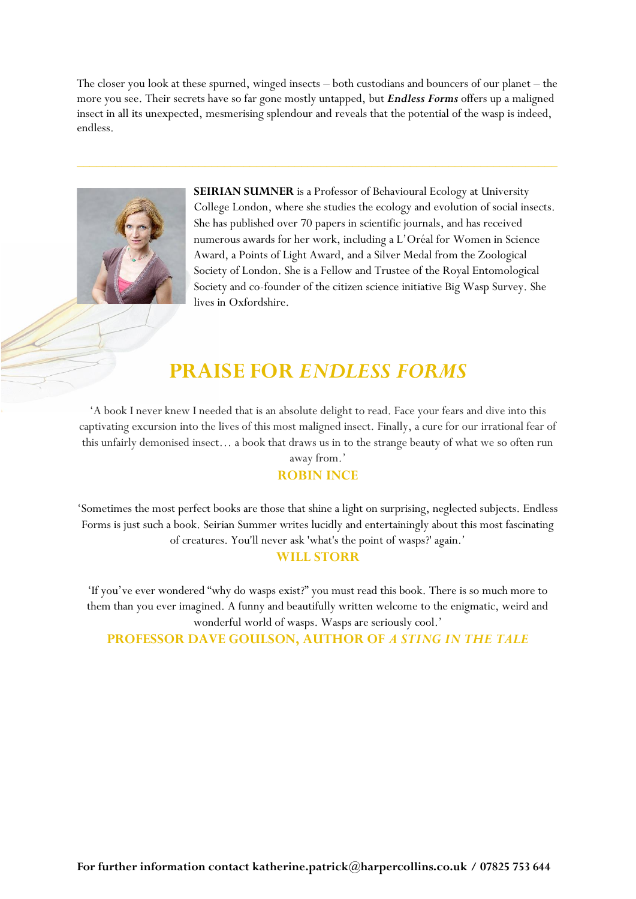The closer you look at these spurned, winged insects – both custodians and bouncers of our planet – the more you see. Their secrets have so far gone mostly untapped, but ***Endless Forms*** offers up a maligned insect in all its unexpected, mesmerising splendour and reveals that the potential of the wasp is indeed, endless.

---

**SEIRIAN SUMNER** is a Professor of Behavioural Ecology at University College London, where she studies the ecology and evolution of social insects. She has published over 70 papers in scientific journals, and has received numerous awards for her work, including a L'Oréal for Women in Science Award, a Points of Light Award, and a Silver Medal from the Zoological Society of London. She is a Fellow and Trustee of the Royal Entomological Society and co-founder of the citizen science initiative Big Wasp Survey. She lives in Oxfordshire.

## PRAISE FOR *ENDLESS FORMS*

'A book I never knew I needed that is an absolute delight to read. Face your fears and dive into this captivating excursion into the lives of this most maligned insect. Finally, a cure for our irrational fear of this unfairly demonised insect… a book that draws us in to the strange beauty of what we so often run away from.'

**ROBIN INCE**

'Sometimes the most perfect books are those that shine a light on surprising, neglected subjects. Endless Forms is just such a book. Seirian Summer writes lucidly and entertainingly about this most fascinating of creatures. You'll never ask 'what's the point of wasps?' again.'

**WILL STORR**

'If you've ever wondered "why do wasps exist?" you must read this book. There is so much more to them than you ever imagined. A funny and beautifully written welcome to the enigmatic, weird and wonderful world of wasps. Wasps are seriously cool.'

**PROFESSOR DAVE GOULSON, AUTHOR OF *A STING IN THE TALE***

**For further information contact katherine.patrick@harpercollins.co.uk / 07825 753 644**